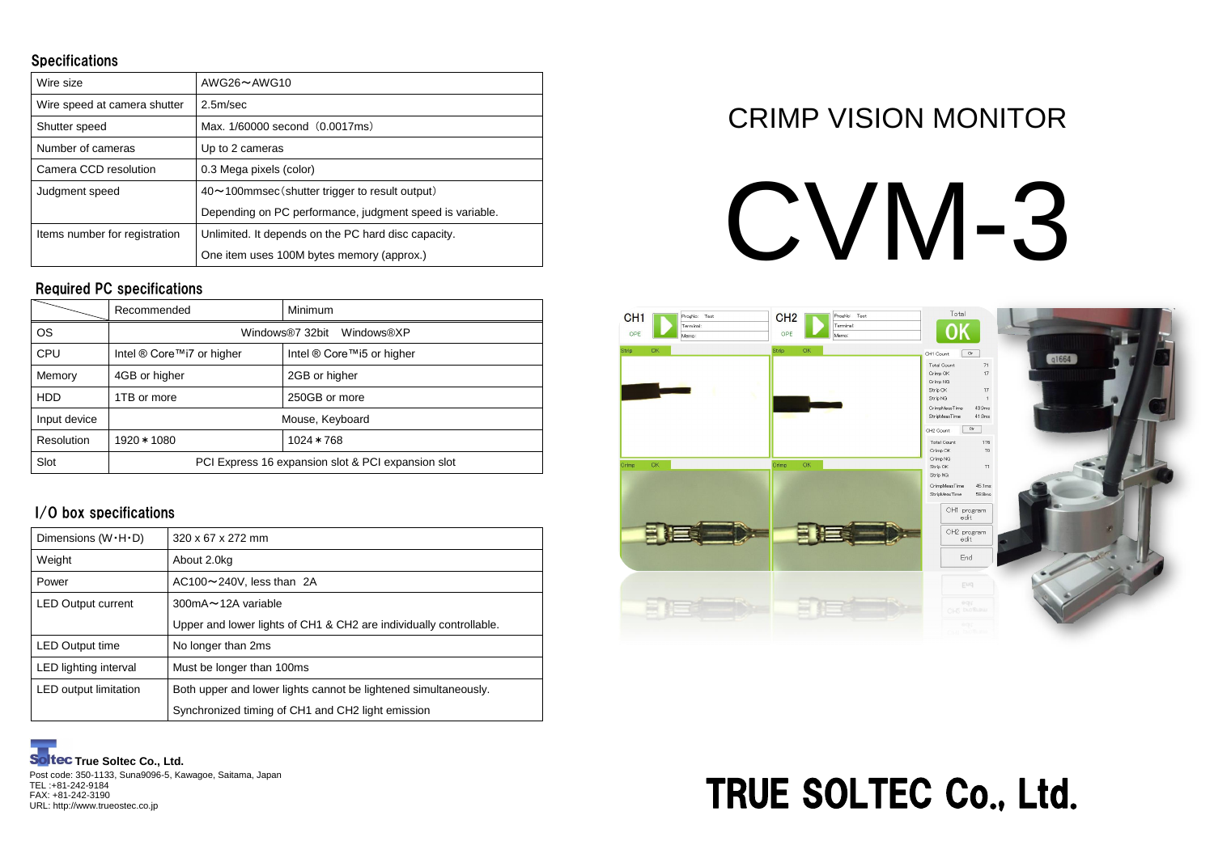## Specifications

| Wire size | AWG26～AWG10 |
|---|---|
| Wire speed at camera shutter | 2.5m/sec |
| Shutter speed | Max. 1/60000 second（0.0017ms） |
| Number of cameras | Up to 2 cameras |
| Camera CCD resolution | 0.3 Mega pixels (color) |
| Judgment speed | 40～100mmsec（shutter trigger to result output）<br>Depending on PC performance, judgment speed is variable. |
| Items number for registration | Unlimited. It depends on the PC hard disc capacity.<br>One item uses 100M bytes memory (approx.) |

## Required PC specifications

| | Recommended | Minimum |
|---|---|---|
| OS | Windows®7 32bit Windows®XP | |
| CPU | Intel ® Core™i7 or higher | Intel ® Core™i5 or higher |
| Memory | 4GB or higher | 2GB or higher |
| HDD | 1TB or more | 250GB or more |
| Input device | Mouse, Keyboard | |
| Resolution | 1920＊1080 | 1024＊768 |
| Slot | PCI Express 16 expansion slot & PCI expansion slot | |

## I/O box specifications

| Dimensions (W・H・D) | 320 x 67 x 272 mm |
|---|---|
| Weight | About 2.0kg |
| Power | AC100～240V, less than 2A |
| LED Output current | 300mA～12A variable<br>Upper and lower lights of CH1 & CH2 are individually controllable. |
| LED Output time | No longer than 2ms |
| LED lighting interval | Must be longer than 100ms |
| LED output limitation | Both upper and lower lights cannot be lightened simultaneously.<br>Synchronized timing of CH1 and CH2 light emission |

**True Soltec Co., Ltd.**
Post code: 350-1133, Suna9096-5, Kawagoe, Saitama, Japan
TEL :+81-242-9184
FAX: +81-242-3190
URL: http://www.trueostec.co.jp

# CRIMP VISION MONITOR

# CVM-3

# TRUE SOLTEC Co., Ltd.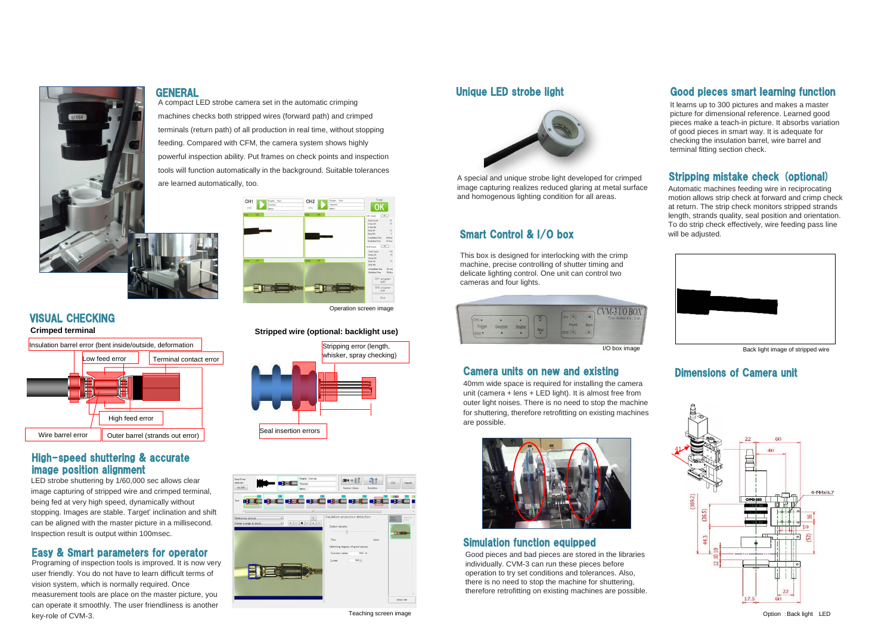## GENERAL

A compact LED strobe camera set in the automatic crimping machines checks both stripped wires (forward path) and crimped terminals (return path) of all production in real time, without stopping feeding. Compared with CFM, the camera system shows highly powerful inspection ability. Put frames on check points and inspection tools will function automatically in the background. Suitable tolerances are learned automatically, too.

Operation screen image

## VISUAL CHECKING

**Crimped terminal**

Insulation barrel error (bent inside/outside, deformation

Low feed error

Terminal contact error

High feed error

Wire barrel error

Outer barrel (strands out error)

**Stripped wire (optional: backlight use)**

Stripping error (length, whisker, spray checking)

Seal insertion errors

## High-speed shuttering & accurate image position alignment

LED strobe shuttering by 1/60,000 sec allows clear image capturing of stripped wire and crimped terminal, being fed at very high speed, dynamically without stopping. Images are stable. Target' inclination and shift can be aligned with the master picture in a millisecond. Inspection result is output within 100msec.

## Easy & Smart parameters for operator

Programing of inspection tools is improved. It is now very user friendly. You do not have to learn difficult terms of vision system, which is normally required. Once measurement tools are place on the master picture, you can operate it smoothly. The user friendliness is another key-role of CVM-3.

Teaching screen image

## Unique LED strobe light

A special and unique strobe light developed for crimped image capturing realizes reduced glaring at metal surface and homogenous lighting condition for all areas.

## Smart Control & I/O box

This box is designed for interlocking with the crimp machine, precise controlling of shutter timing and delicate lighting control. One unit can control two cameras and four lights.

I/O box image

## Camera units on new and existing

40mm wide space is required for installing the camera unit (camera + lens + LED light). It is almost free from outer light noises. There is no need to stop the machine for shuttering, therefore retrofitting on existing machines are possible.

## Simulation function equipped

Good pieces and bad pieces are stored in the libraries individually. CVM-3 can run these pieces before operation to try set conditions and tolerances. Also, there is no need to stop the machine for shuttering, therefore retrofitting on existing machines are possible.

## Good pieces smart learning function

It learns up to 300 pictures and makes a master picture for dimensional reference. Learned good pieces make a teach-in picture. It absorbs variation of good pieces in smart way. It is adequate for checking the insulation barrel, wire barrel and terminal fitting section check.

## Stripping mistake check (optional)

Automatic machines feeding wire in reciprocating motion allows strip check at forward and crimp check at return. The strip check monitors stripped strands length, strands quality, seal position and orientation. To do strip check effectively, wire feeding pass line will be adjusted.

Back light image of stripped wire

## Dimensions of Camera unit

Option : Back light LED